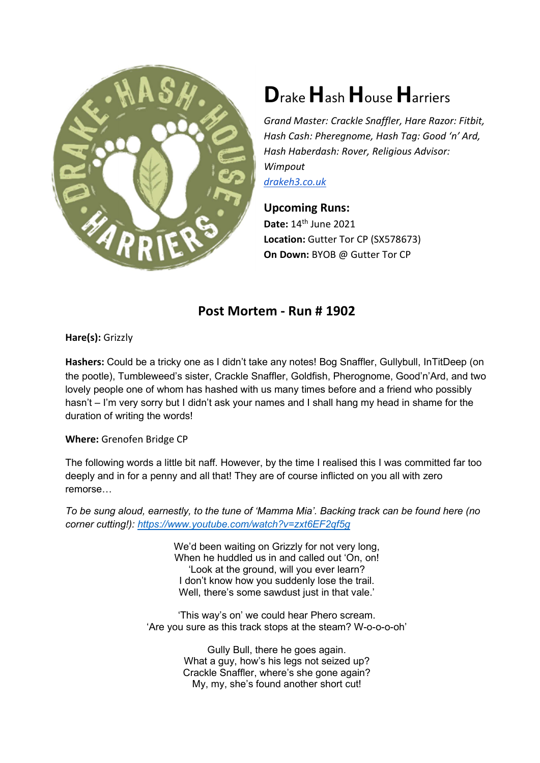# Drake Hash House Harriers

*Grand Master: Crackle Snaffler, Hare Razor: Fitbit, Hash Cash: Pheregnome, Hash Tag: Good 'n' Ard, Hash Haberdash: Rover, Religious Advisor: Wimpout*

[drakeh3.co.uk](drakeh3.co.uk)

## Upcoming Runs:

**Date:** 14th June 2021
**Location:** Gutter Tor CP (SX578673)
**On Down:** BYOB @ Gutter Tor CP

## Post Mortem - Run # 1902

**Hare(s):** Grizzly

**Hashers:** Could be a tricky one as I didn't take any notes! Bog Snaffler, Gullybull, InTitDeep (on the pootle), Tumbleweed's sister, Crackle Snaffler, Goldfish, Pherognome, Good'n'Ard, and two lovely people one of whom has hashed with us many times before and a friend who possibly hasn't – I'm very sorry but I didn't ask your names and I shall hang my head in shame for the duration of writing the words!

**Where:** Grenofen Bridge CP

The following words a little bit naff. However, by the time I realised this I was committed far too deeply and in for a penny and all that! They are of course inflicted on you all with zero remorse…

*To be sung aloud, earnestly, to the tune of 'Mamma Mia'. Backing track can be found here (no corner cutting!): [https://www.youtube.com/watch?v=zxt6EF2qf5g](https://www.youtube.com/watch?v=zxt6EF2qf5g)*

We'd been waiting on Grizzly for not very long,
When he huddled us in and called out 'On, on!
'Look at the ground, will you ever learn?
I don't know how you suddenly lose the trail.
Well, there's some sawdust just in that vale.'

'This way's on' we could hear Phero scream.
'Are you sure as this track stops at the steam? W-o-o-o-oh'

Gully Bull, there he goes again.
What a guy, how's his legs not seized up?
Crackle Snaffler, where's she gone again?
My, my, she's found another short cut!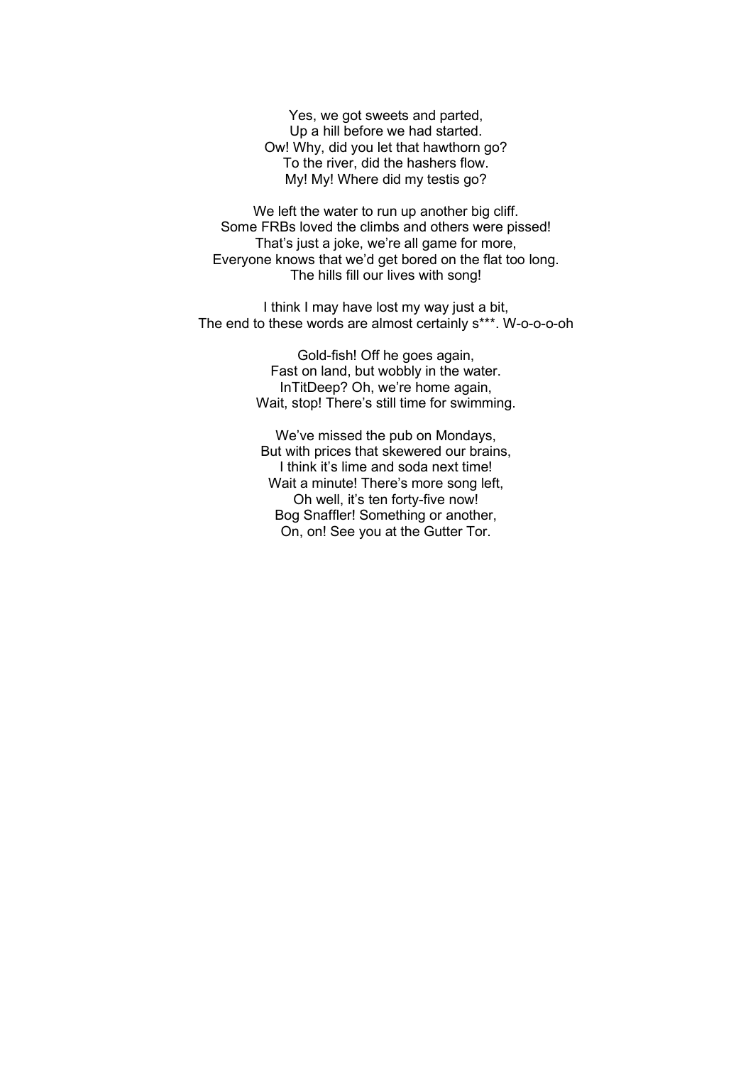Yes, we got sweets and parted,  
Up a hill before we had started.  
Ow! Why, did you let that hawthorn go?  
To the river, did the hashers flow.  
My! My! Where did my testis go?

We left the water to run up another big cliff.  
Some FRBs loved the climbs and others were pissed!  
That's just a joke, we're all game for more,  
Everyone knows that we'd get bored on the flat too long.  
The hills fill our lives with song!

I think I may have lost my way just a bit,  
The end to these words are almost certainly s***. W-o-o-o-oh

Gold-fish! Off he goes again,  
Fast on land, but wobbly in the water.  
InTitDeep? Oh, we're home again,  
Wait, stop! There's still time for swimming.

We've missed the pub on Mondays,  
But with prices that skewered our brains,  
I think it's lime and soda next time!  
Wait a minute! There's more song left,  
Oh well, it's ten forty-five now!  
Bog Snaffler! Something or another,  
On, on! See you at the Gutter Tor.